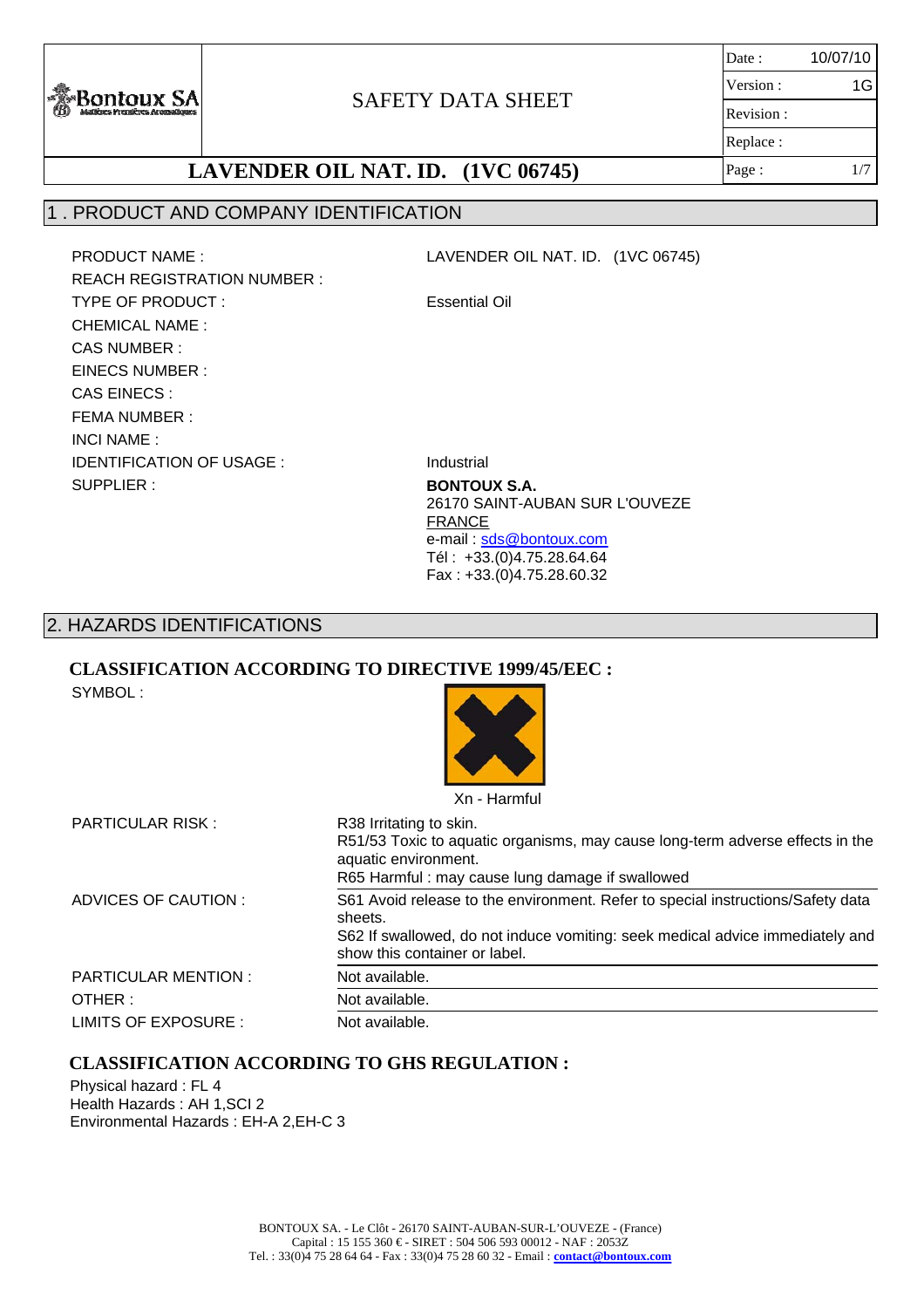| | SAFETY DATA SHEET | Date : | 10/07/10 |
|---|---|---|---|
| | | Version : | 1G |
| | | Revision : | |
| | | Replace : | |

# LAVENDER OIL NAT. ID. (1VC 06745)

## 1 . PRODUCT AND COMPANY IDENTIFICATION

| | |
|---|---|
| PRODUCT NAME : | LAVENDER OIL NAT. ID. (1VC 06745) |
| REACH REGISTRATION NUMBER : | |
| TYPE OF PRODUCT : | Essential Oil |
| CHEMICAL NAME : | |
| CAS NUMBER : | |
| EINECS NUMBER : | |
| CAS EINECS : | |
| FEMA NUMBER : | |
| INCI NAME : | |
| IDENTIFICATION OF USAGE : | Industrial |
| SUPPLIER : | **BONTOUX S.A.**<br>26170 SAINT-AUBAN SUR L'OUVEZE<br>FRANCE<br>e-mail : sds@bontoux.com<br>Tél : +33.(0)4.75.28.64.64<br>Fax : +33.(0)4.75.28.60.32 |

## 2. HAZARDS IDENTIFICATIONS

### CLASSIFICATION ACCORDING TO DIRECTIVE 1999/45/EEC :

SYMBOL :

Xn - Harmful

| | |
|---|---|
| PARTICULAR RISK : | R38 Irritating to skin.<br>R51/53 Toxic to aquatic organisms, may cause long-term adverse effects in the aquatic environment.<br>R65 Harmful : may cause lung damage if swallowed |
| ADVICES OF CAUTION : | S61 Avoid release to the environment. Refer to special instructions/Safety data sheets.<br>S62 If swallowed, do not induce vomiting: seek medical advice immediately and show this container or label. |
| PARTICULAR MENTION : | Not available. |
| OTHER : | Not available. |
| LIMITS OF EXPOSURE : | Not available. |

### CLASSIFICATION ACCORDING TO GHS REGULATION :

Physical hazard : FL 4
Health Hazards : AH 1,SCI 2
Environmental Hazards : EH-A 2,EH-C 3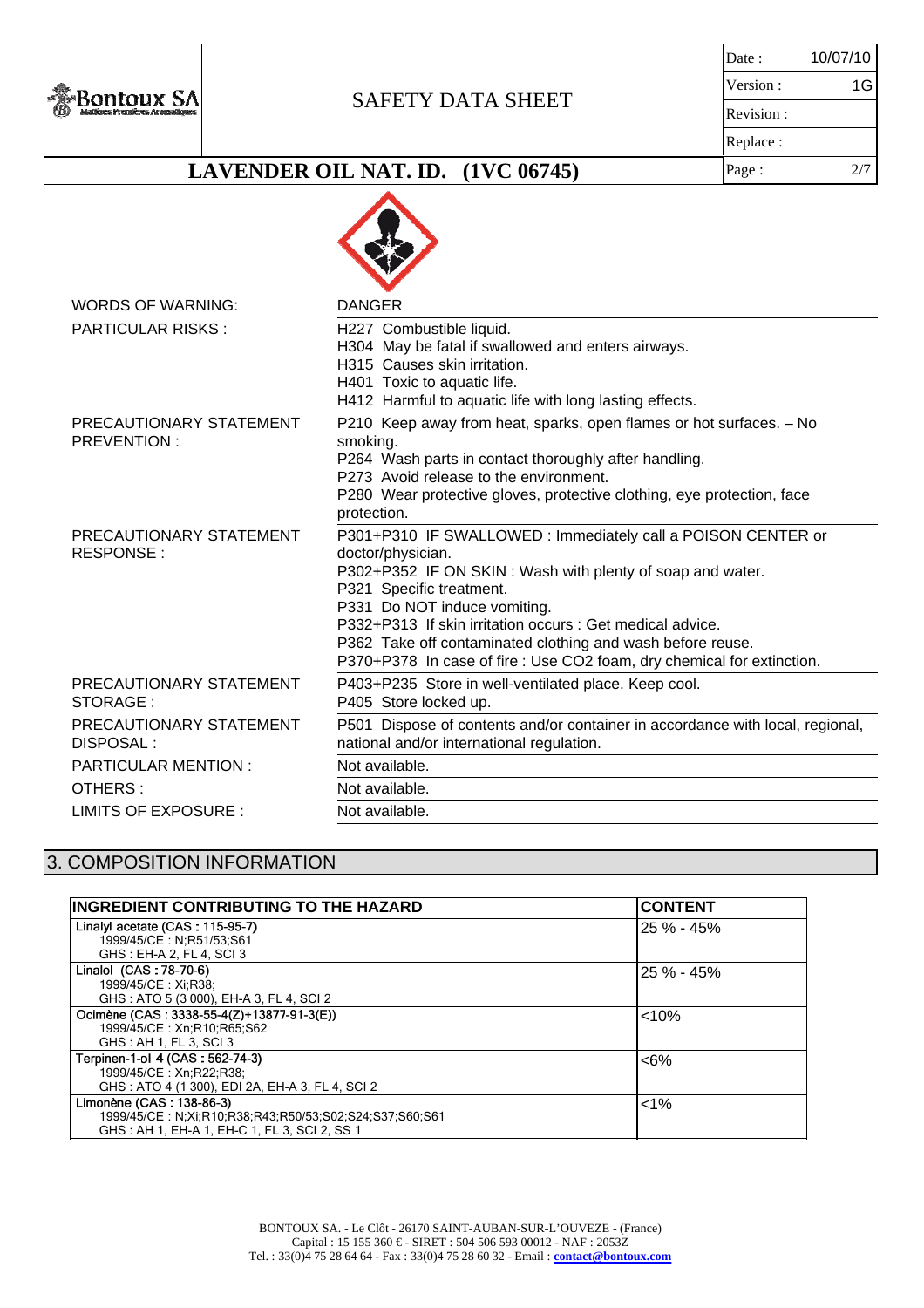| | |
|---|---|
| WORDS OF WARNING: | DANGER |
| PARTICULAR RISKS : | H227 Combustible liquid.<br>H304 May be fatal if swallowed and enters airways.<br>H315 Causes skin irritation.<br>H401 Toxic to aquatic life.<br>H412 Harmful to aquatic life with long lasting effects. |
| PRECAUTIONARY STATEMENT PREVENTION : | P210 Keep away from heat, sparks, open flames or hot surfaces. – No smoking.<br>P264 Wash parts in contact thoroughly after handling.<br>P273 Avoid release to the environment.<br>P280 Wear protective gloves, protective clothing, eye protection, face protection. |
| PRECAUTIONARY STATEMENT RESPONSE : | P301+P310 IF SWALLOWED : Immediately call a POISON CENTER or doctor/physician.<br>P302+P352 IF ON SKIN : Wash with plenty of soap and water.<br>P321 Specific treatment.<br>P331 Do NOT induce vomiting.<br>P332+P313 If skin irritation occurs : Get medical advice.<br>P362 Take off contaminated clothing and wash before reuse.<br>P370+P378 In case of fire : Use CO2 foam, dry chemical for extinction. |
| PRECAUTIONARY STATEMENT STORAGE : | P403+P235 Store in well-ventilated place. Keep cool.<br>P405 Store locked up. |
| PRECAUTIONARY STATEMENT DISPOSAL : | P501 Dispose of contents and/or container in accordance with local, regional, national and/or international regulation. |
| PARTICULAR MENTION : | Not available. |
| OTHERS : | Not available. |
| LIMITS OF EXPOSURE : | Not available. |

## 3. COMPOSITION INFORMATION

| INGREDIENT CONTRIBUTING TO THE HAZARD | CONTENT |
|---|---|
| Linalyl acetate (CAS : 115-95-7)<br>1999/45/CE : N;R51/53;S61<br>GHS : EH-A 2, FL 4, SCI 3 | 25 % - 45% |
| Linalol (CAS : 78-70-6)<br>1999/45/CE : Xi;R38;<br>GHS : ATO 5 (3 000), EH-A 3, FL 4, SCI 2 | 25 % - 45% |
| Ocimène (CAS : 3338-55-4(Z)+13877-91-3(E))<br>1999/45/CE : Xn;R10;R65;S62<br>GHS : AH 1, FL 3, SCI 3 | <10% |
| Terpinen-1-ol 4 (CAS : 562-74-3)<br>1999/45/CE : Xn;R22;R38;<br>GHS : ATO 4 (1 300), EDI 2A, EH-A 3, FL 4, SCI 2 | <6% |
| Limonène (CAS : 138-86-3)<br>1999/45/CE : N;Xi;R10;R38;R43;R50/53;S02;S24;S37;S60;S61<br>GHS : AH 1, EH-A 1, EH-C 1, FL 3, SCI 2, SS 1 | <1% |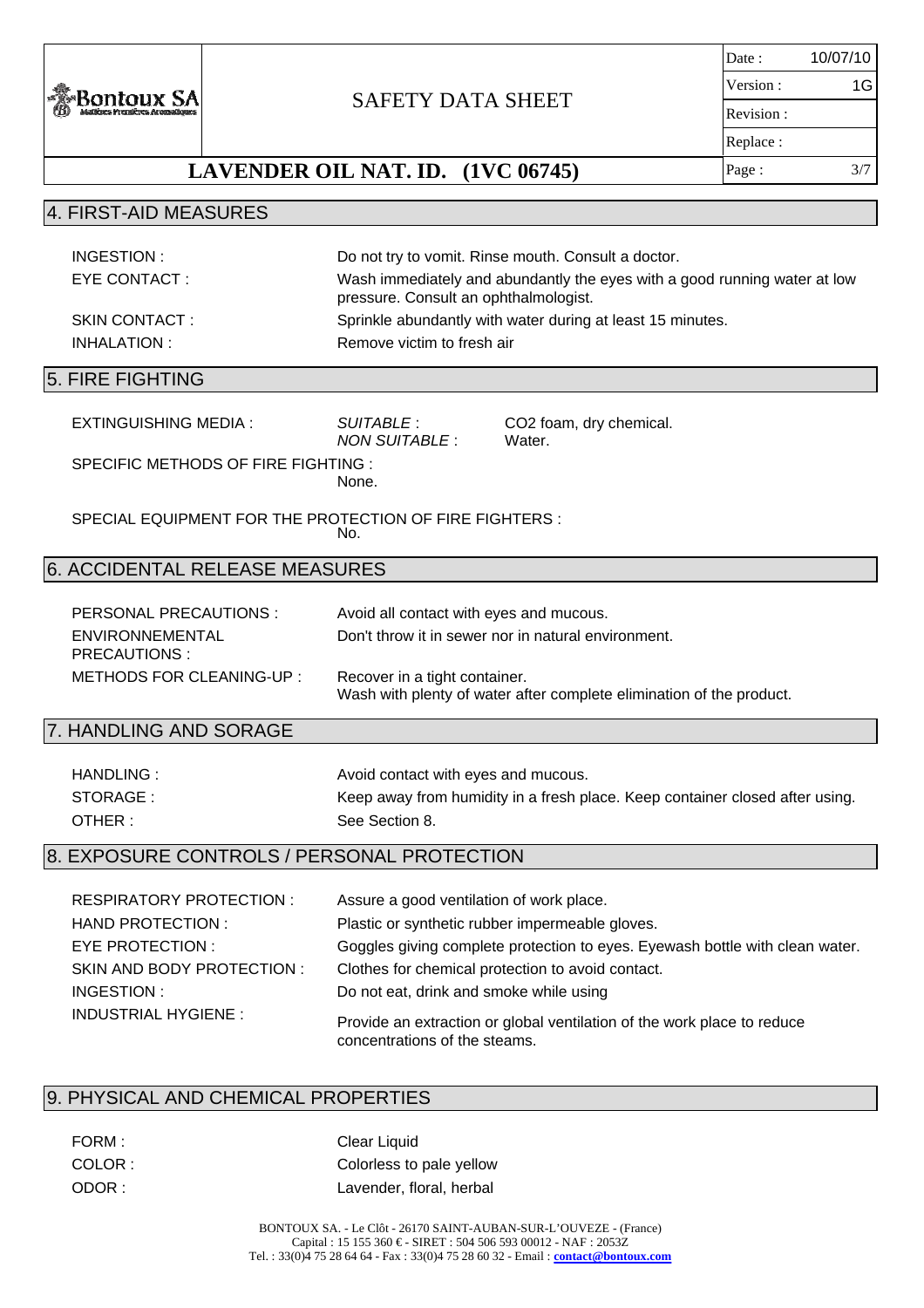## 4. FIRST-AID MEASURES

| | |
|---|---|
| INGESTION : | Do not try to vomit. Rinse mouth. Consult a doctor. |
| EYE CONTACT : | Wash immediately and abundantly the eyes with a good running water at low pressure. Consult an ophthalmologist. |
| SKIN CONTACT : | Sprinkle abundantly with water during at least 15 minutes. |
| INHALATION : | Remove victim to fresh air |

## 5. FIRE FIGHTING

| | | |
|---|---|---|
| EXTINGUISHING MEDIA : | *SUITABLE* : | CO2 foam, dry chemical. |
| | *NON SUITABLE* : | Water. |

SPECIFIC METHODS OF FIRE FIGHTING :
None.

SPECIAL EQUIPMENT FOR THE PROTECTION OF FIRE FIGHTERS :
No.

## 6. ACCIDENTAL RELEASE MEASURES

| | |
|---|---|
| PERSONAL PRECAUTIONS : | Avoid all contact with eyes and mucous. |
| ENVIRONNEMENTAL PRECAUTIONS : | Don't throw it in sewer nor in natural environment. |
| METHODS FOR CLEANING-UP : | Recover in a tight container. Wash with plenty of water after complete elimination of the product. |

## 7. HANDLING AND SORAGE

| | |
|---|---|
| HANDLING : | Avoid contact with eyes and mucous. |
| STORAGE : | Keep away from humidity in a fresh place. Keep container closed after using. |
| OTHER : | See Section 8. |

## 8. EXPOSURE CONTROLS / PERSONAL PROTECTION

| | |
|---|---|
| RESPIRATORY PROTECTION : | Assure a good ventilation of work place. |
| HAND PROTECTION : | Plastic or synthetic rubber impermeable gloves. |
| EYE PROTECTION : | Goggles giving complete protection to eyes. Eyewash bottle with clean water. |
| SKIN AND BODY PROTECTION : | Clothes for chemical protection to avoid contact. |
| INGESTION : | Do not eat, drink and smoke while using |
| INDUSTRIAL HYGIENE : | Provide an extraction or global ventilation of the work place to reduce concentrations of the steams. |

## 9. PHYSICAL AND CHEMICAL PROPERTIES

| | |
|---|---|
| FORM : | Clear Liquid |
| COLOR : | Colorless to pale yellow |
| ODOR : | Lavender, floral, herbal |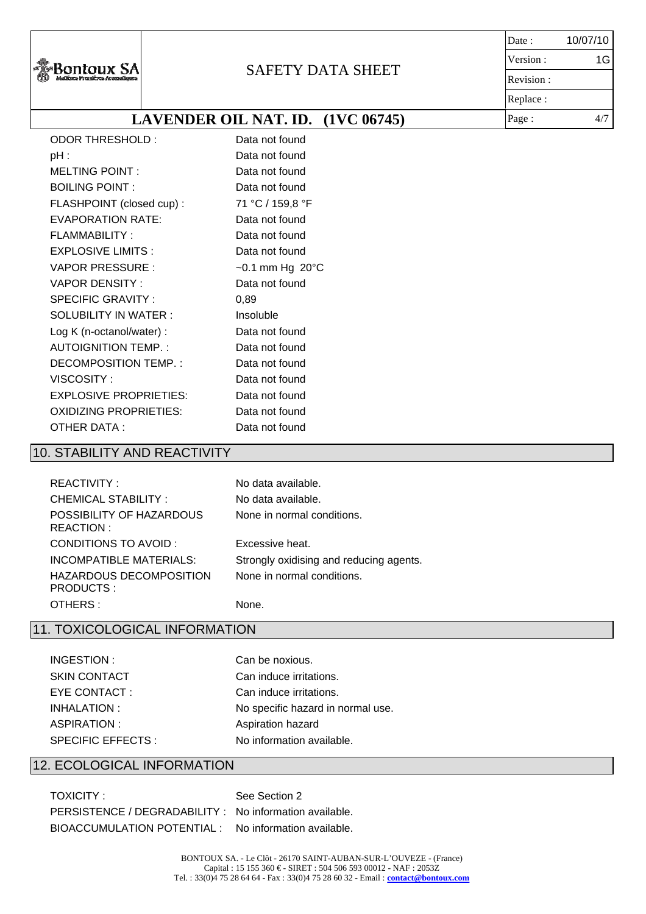| | |
|---|---|
| ODOR THRESHOLD : | Data not found |
| pH : | Data not found |
| MELTING POINT : | Data not found |
| BOILING POINT : | Data not found |
| FLASHPOINT (closed cup) : | 71 °C / 159,8 °F |
| EVAPORATION RATE: | Data not found |
| FLAMMABILITY : | Data not found |
| EXPLOSIVE LIMITS : | Data not found |
| VAPOR PRESSURE : | ~0.1 mm Hg 20°C |
| VAPOR DENSITY : | Data not found |
| SPECIFIC GRAVITY : | 0,89 |
| SOLUBILITY IN WATER : | Insoluble |
| Log K (n-octanol/water) : | Data not found |
| AUTOIGNITION TEMP. : | Data not found |
| DECOMPOSITION TEMP. : | Data not found |
| VISCOSITY : | Data not found |
| EXPLOSIVE PROPRIETIES: | Data not found |
| OXIDIZING PROPRIETIES: | Data not found |
| OTHER DATA : | Data not found |

## 10. STABILITY AND REACTIVITY

| | |
|---|---|
| REACTIVITY : | No data available. |
| CHEMICAL STABILITY : | No data available. |
| POSSIBILITY OF HAZARDOUS REACTION : | None in normal conditions. |
| CONDITIONS TO AVOID : | Excessive heat. |
| INCOMPATIBLE MATERIALS: | Strongly oxidising and reducing agents. |
| HAZARDOUS DECOMPOSITION PRODUCTS : | None in normal conditions. |
| OTHERS : | None. |

## 11. TOXICOLOGICAL INFORMATION

| | |
|---|---|
| INGESTION : | Can be noxious. |
| SKIN CONTACT | Can induce irritations. |
| EYE CONTACT : | Can induce irritations. |
| INHALATION : | No specific hazard in normal use. |
| ASPIRATION : | Aspiration hazard |
| SPECIFIC EFFECTS : | No information available. |

## 12. ECOLOGICAL INFORMATION

| | |
|---|---|
| TOXICITY : | See Section 2 |
| PERSISTENCE / DEGRADABILITY : | No information available. |
| BIOACCUMULATION POTENTIAL : | No information available. |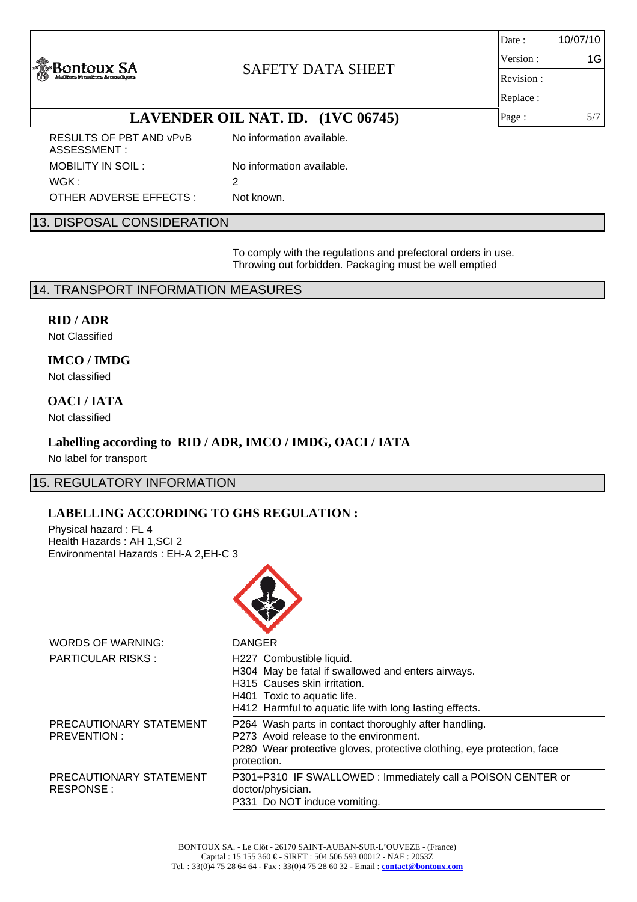| | |
|---|---|
| RESULTS OF PBT AND vPvB ASSESSMENT : | No information available. |
| MOBILITY IN SOIL : | No information available. |
| WGK : | 2 |
| OTHER ADVERSE EFFECTS : | Not known. |

## 13. DISPOSAL CONSIDERATION

To comply with the regulations and prefectoral orders in use.
Throwing out forbidden. Packaging must be well emptied

## 14. TRANSPORT INFORMATION MEASURES

**RID / ADR**

Not Classified

**IMCO / IMDG**

Not classified

**OACI / IATA**

Not classified

**Labelling according to RID / ADR, IMCO / IMDG, OACI / IATA**

No label for transport

## 15. REGULATORY INFORMATION

**LABELLING ACCORDING TO GHS REGULATION :**

Physical hazard : FL 4
Health Hazards : AH 1,SCI 2
Environmental Hazards : EH-A 2,EH-C 3

| | |
|---|---|
| WORDS OF WARNING: | DANGER |
| PARTICULAR RISKS : | H227 Combustible liquid.<br>H304 May be fatal if swallowed and enters airways.<br>H315 Causes skin irritation.<br>H401 Toxic to aquatic life.<br>H412 Harmful to aquatic life with long lasting effects. |
| PRECAUTIONARY STATEMENT PREVENTION : | P264 Wash parts in contact thoroughly after handling.<br>P273 Avoid release to the environment.<br>P280 Wear protective gloves, protective clothing, eye protection, face protection. |
| PRECAUTIONARY STATEMENT RESPONSE : | P301+P310 IF SWALLOWED : Immediately call a POISON CENTER or doctor/physician.<br>P331 Do NOT induce vomiting. |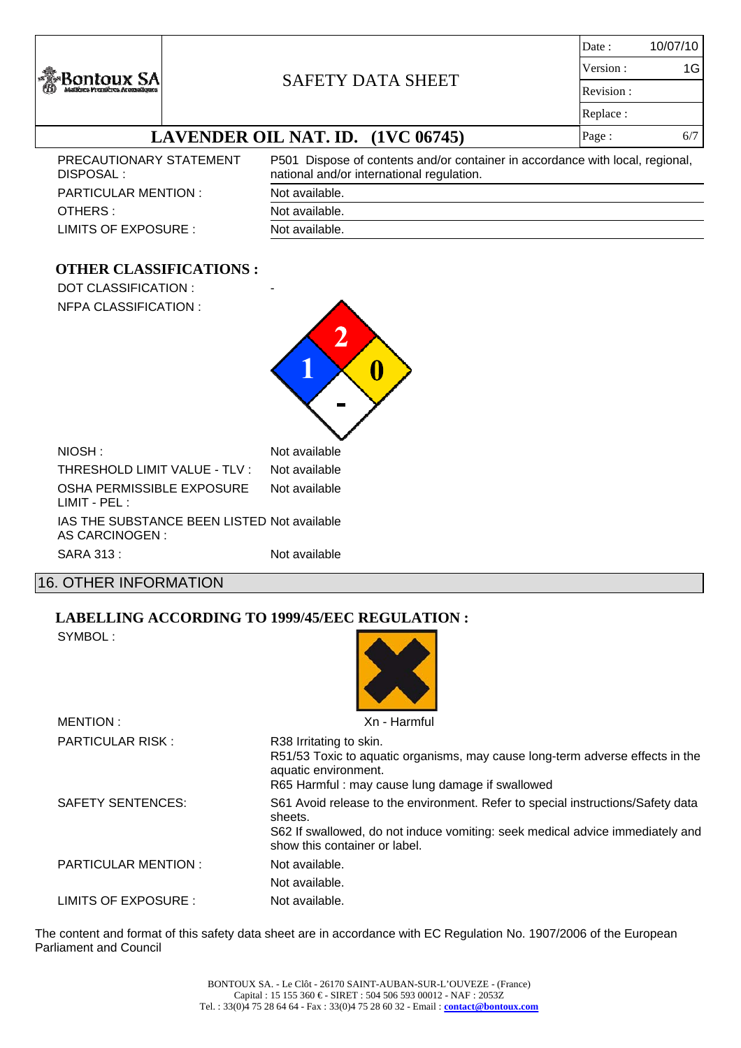| | |
|---|---|
| PRECAUTIONARY STATEMENT DISPOSAL : | P501 Dispose of contents and/or container in accordance with local, regional, national and/or international regulation. |
| PARTICULAR MENTION : | Not available. |
| OTHERS : | Not available. |
| LIMITS OF EXPOSURE : | Not available. |

### OTHER CLASSIFICATIONS :

DOT CLASSIFICATION : -

NFPA CLASSIFICATION :

2

1 0

-

| | |
|---|---|
| NIOSH : | Not available |
| THRESHOLD LIMIT VALUE - TLV : | Not available |
| OSHA PERMISSIBLE EXPOSURE LIMIT - PEL : | Not available |
| IAS THE SUBSTANCE BEEN LISTED AS CARCINOGEN : | Not available |
| SARA 313 : | Not available |

## 16. OTHER INFORMATION

### LABELLING ACCORDING TO 1999/45/EEC REGULATION :

SYMBOL :

| | |
|---|---|
| MENTION : | Xn - Harmful |
| PARTICULAR RISK : | R38 Irritating to skin.<br>R51/53 Toxic to aquatic organisms, may cause long-term adverse effects in the aquatic environment.<br>R65 Harmful : may cause lung damage if swallowed |
| SAFETY SENTENCES: | S61 Avoid release to the environment. Refer to special instructions/Safety data sheets.<br>S62 If swallowed, do not induce vomiting: seek medical advice immediately and show this container or label. |
| PARTICULAR MENTION : | Not available.<br>Not available. |
| LIMITS OF EXPOSURE : | Not available. |

The content and format of this safety data sheet are in accordance with EC Regulation No. 1907/2006 of the European Parliament and Council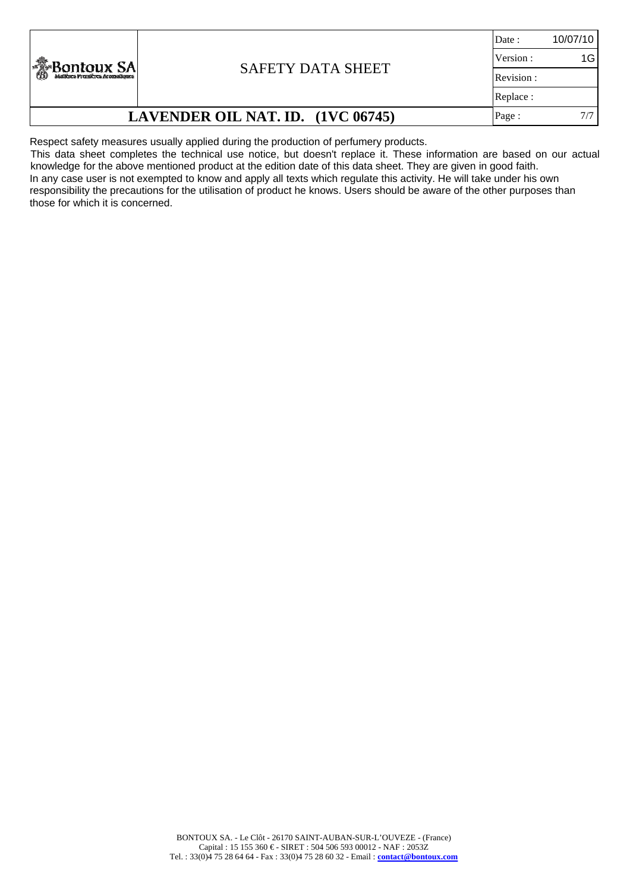Respect safety measures usually applied during the production of perfumery products.

This data sheet completes the technical use notice, but doesn't replace it. These information are based on our actual knowledge for the above mentioned product at the edition date of this data sheet. They are given in good faith.

In any case user is not exempted to know and apply all texts which regulate this activity. He will take under his own responsibility the precautions for the utilisation of product he knows. Users should be aware of the other purposes than those for which it is concerned.